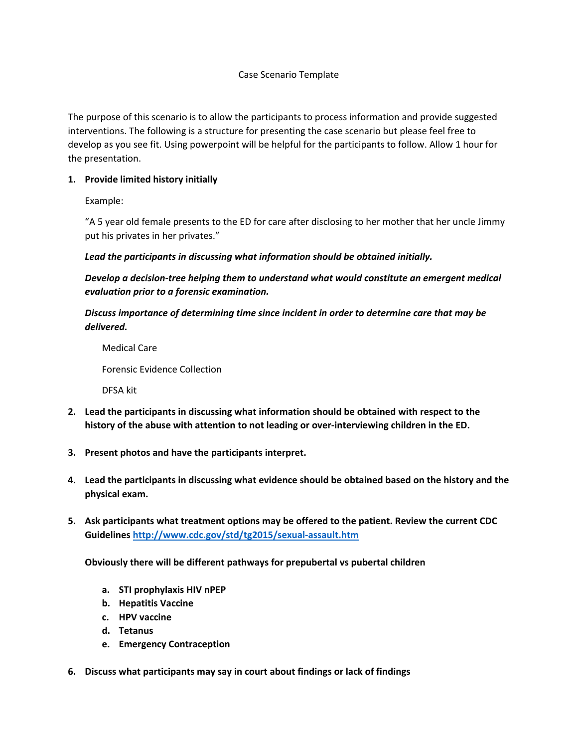# Case Scenario Template

The purpose of this scenario is to allow the participants to process information and provide suggested interventions. The following is a structure for presenting the case scenario but please feel free to develop as you see fit. Using powerpoint will be helpful for the participants to follow. Allow 1 hour for the presentation.

1. **Provide limited history initially**

   Example:

   "A 5 year old female presents to the ED for care after disclosing to her mother that her uncle Jimmy put his privates in her privates."

   ***Lead the participants in discussing what information should be obtained initially.***

   ***Develop a decision-tree helping them to understand what would constitute an emergent medical evaluation prior to a forensic examination.***

   ***Discuss importance of determining time since incident in order to determine care that may be delivered.***

      Medical Care

      Forensic Evidence Collection

      DFSA kit

2. **Lead the participants in discussing what information should be obtained with respect to the history of the abuse with attention to not leading or over-interviewing children in the ED.**

3. **Present photos and have the participants interpret.**

4. **Lead the participants in discussing what evidence should be obtained based on the history and the physical exam.**

5. **Ask participants what treatment options may be offered to the patient. Review the current CDC Guidelines [http://www.cdc.gov/std/tg2015/sexual-assault.htm](http://www.cdc.gov/std/tg2015/sexual-assault.htm)**

   **Obviously there will be different pathways for prepubertal vs pubertal children**

   a. **STI prophylaxis HIV nPEP**
   b. **Hepatitis Vaccine**
   c. **HPV vaccine**
   d. **Tetanus**
   e. **Emergency Contraception**

6. **Discuss what participants may say in court about findings or lack of findings**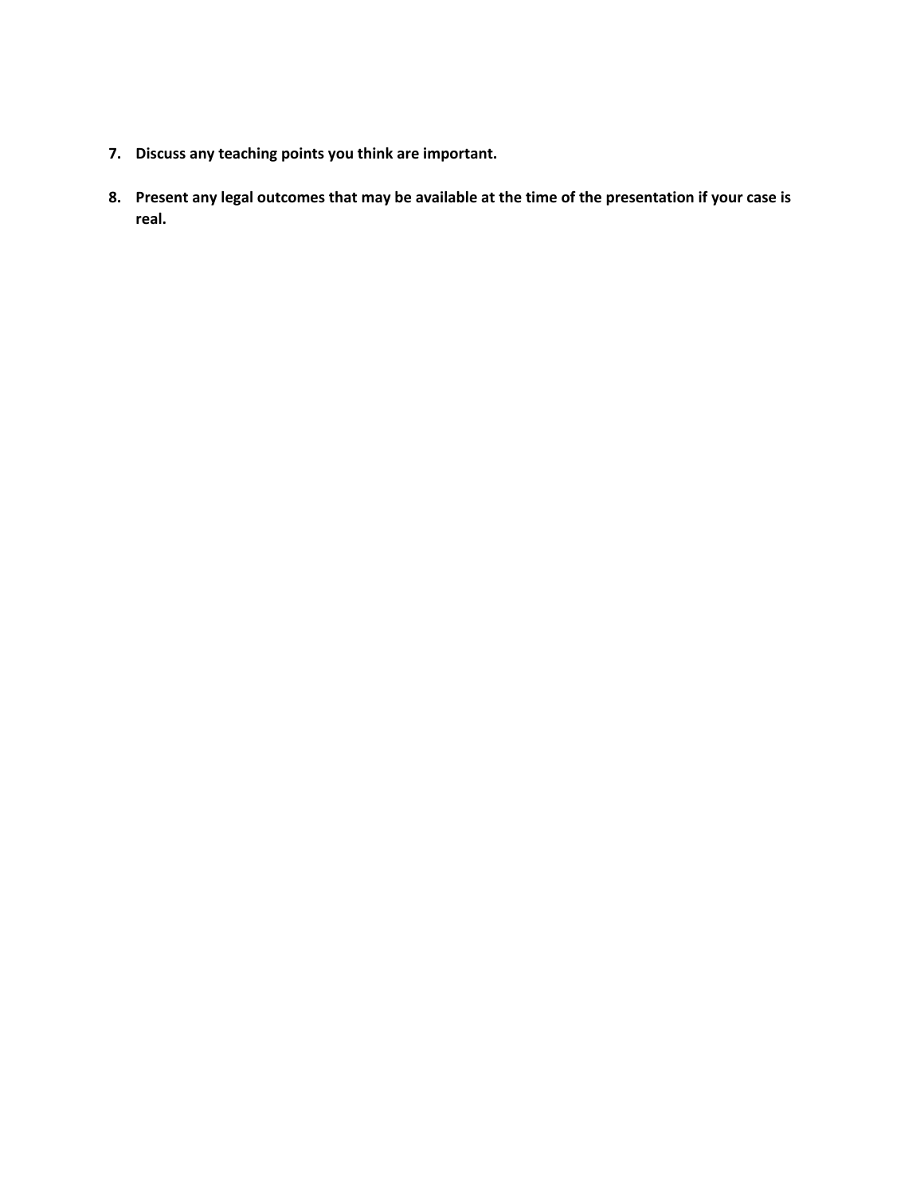7. **Discuss any teaching points you think are important.**

8. **Present any legal outcomes that may be available at the time of the presentation if your case is real.**